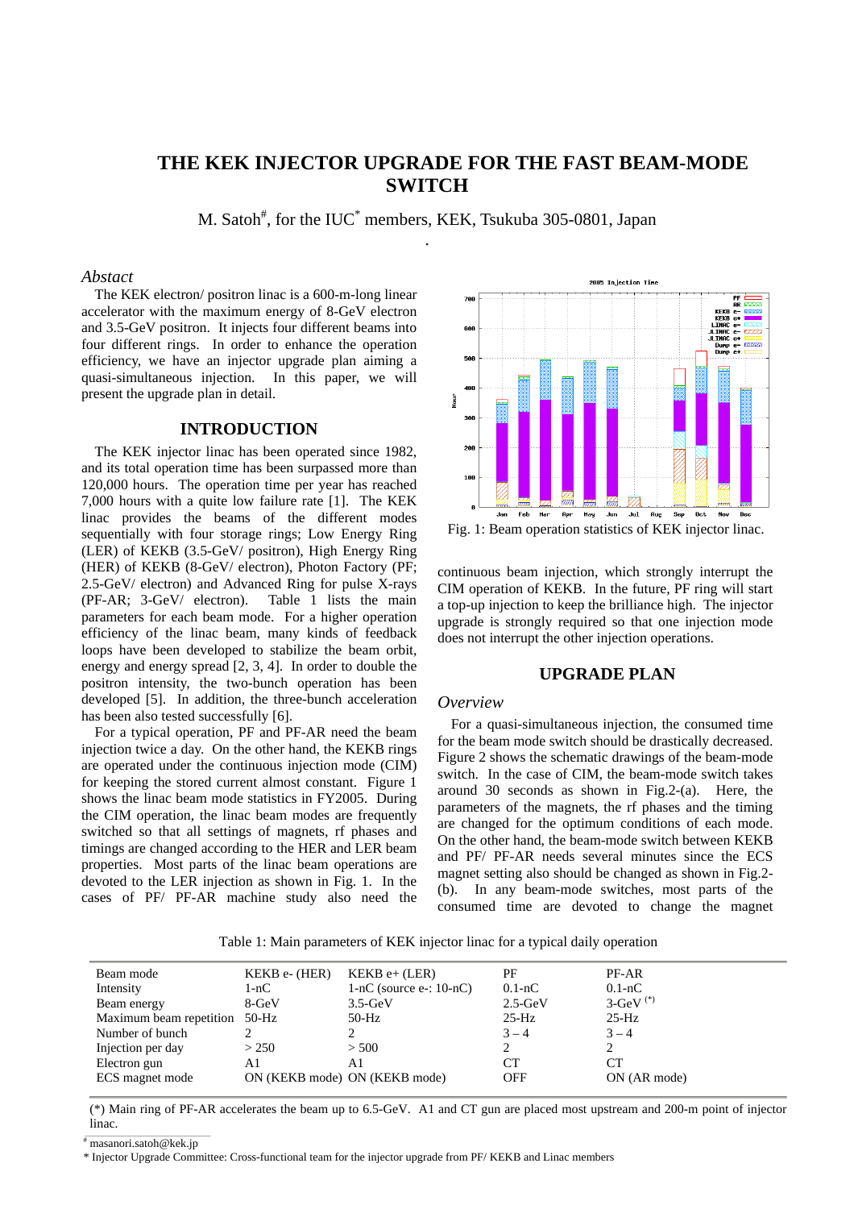# THE KEK INJECTOR UPGRADE FOR THE FAST BEAM-MODE SWITCH

M. Satoh#, for the IUC* members, KEK, Tsukuba 305-0801, Japan

## *Abstract*

The KEK electron/ positron linac is a 600-m-long linear accelerator with the maximum energy of 8-GeV electron and 3.5-GeV positron. It injects four different beams into four different rings. In order to enhance the operation efficiency, we have an injector upgrade plan aiming a quasi-simultaneous injection. In this paper, we will present the upgrade plan in detail.

## INTRODUCTION

The KEK injector linac has been operated since 1982, and its total operation time has been surpassed more than 120,000 hours. The operation time per year has reached 7,000 hours with a quite low failure rate [1]. The KEK linac provides the beams of the different modes sequentially with four storage rings; Low Energy Ring (LER) of KEKB (3.5-GeV/ positron), High Energy Ring (HER) of KEKB (8-GeV/ electron), Photon Factory (PF; 2.5-GeV/ electron) and Advanced Ring for pulse X-rays (PF-AR; 3-GeV/ electron). Table 1 lists the main parameters for each beam mode. For a higher operation efficiency of the linac beam, many kinds of feedback loops have been developed to stabilize the beam orbit, energy and energy spread [2, 3, 4]. In order to double the positron intensity, the two-bunch operation has been developed [5]. In addition, the three-bunch acceleration has been also tested successfully [6].

For a typical operation, PF and PF-AR need the beam injection twice a day. On the other hand, the KEKB rings are operated under the continuous injection mode (CIM) for keeping the stored current almost constant. Figure 1 shows the linac beam mode statistics in FY2005. During the CIM operation, the linac beam modes are frequently switched so that all settings of magnets, rf phases and timings are changed according to the HER and LER beam properties. Most parts of the linac beam operations are devoted to the LER injection as shown in Fig. 1. In the cases of PF/ PF-AR machine study also need the continuous beam injection, which strongly interrupt the CIM operation of KEKB. In the future, PF ring will start a top-up injection to keep the brilliance high. The injector upgrade is strongly required so that one injection mode does not interrupt the other injection operations.

Fig. 1: Beam operation statistics of KEK injector linac.

## UPGRADE PLAN

### *Overview*

For a quasi-simultaneous injection, the consumed time for the beam mode switch should be drastically decreased. Figure 2 shows the schematic drawings of the beam-mode switch. In the case of CIM, the beam-mode switch takes around 30 seconds as shown in Fig.2-(a). Here, the parameters of the magnets, the rf phases and the timing are changed for the optimum conditions of each mode. On the other hand, the beam-mode switch between KEKB and PF/ PF-AR needs several minutes since the ECS magnet setting also should be changed as shown in Fig.2-(b). In any beam-mode switches, most parts of the consumed time are devoted to change the magnet

Table 1: Main parameters of KEK injector linac for a typical daily operation

| Beam mode | KEKB e- (HER) | KEKB e+ (LER) | PF | PF-AR |
|---|---|---|---|---|
| Intensity | 1-nC | 1-nC (source e-: 10-nC) | 0.1-nC | 0.1-nC |
| Beam energy | 8-GeV | 3.5-GeV | 2.5-GeV | 3-GeV (*) |
| Maximum beam repetition | 50-Hz | 50-Hz | 25-Hz | 25-Hz |
| Number of bunch | 2 | 2 | 3 – 4 | 3 – 4 |
| Injection per day | > 250 | > 500 | 2 | 2 |
| Electron gun | A1 | A1 | CT | CT |
| ECS magnet mode | ON (KEKB mode) | ON (KEKB mode) | OFF | ON (AR mode) |

(*) Main ring of PF-AR accelerates the beam up to 6.5-GeV. A1 and CT gun are placed most upstream and 200-m point of injector linac.

# masanori.satoh@kek.jp

\* Injector Upgrade Committee: Cross-functional team for the injector upgrade from PF/ KEKB and Linac members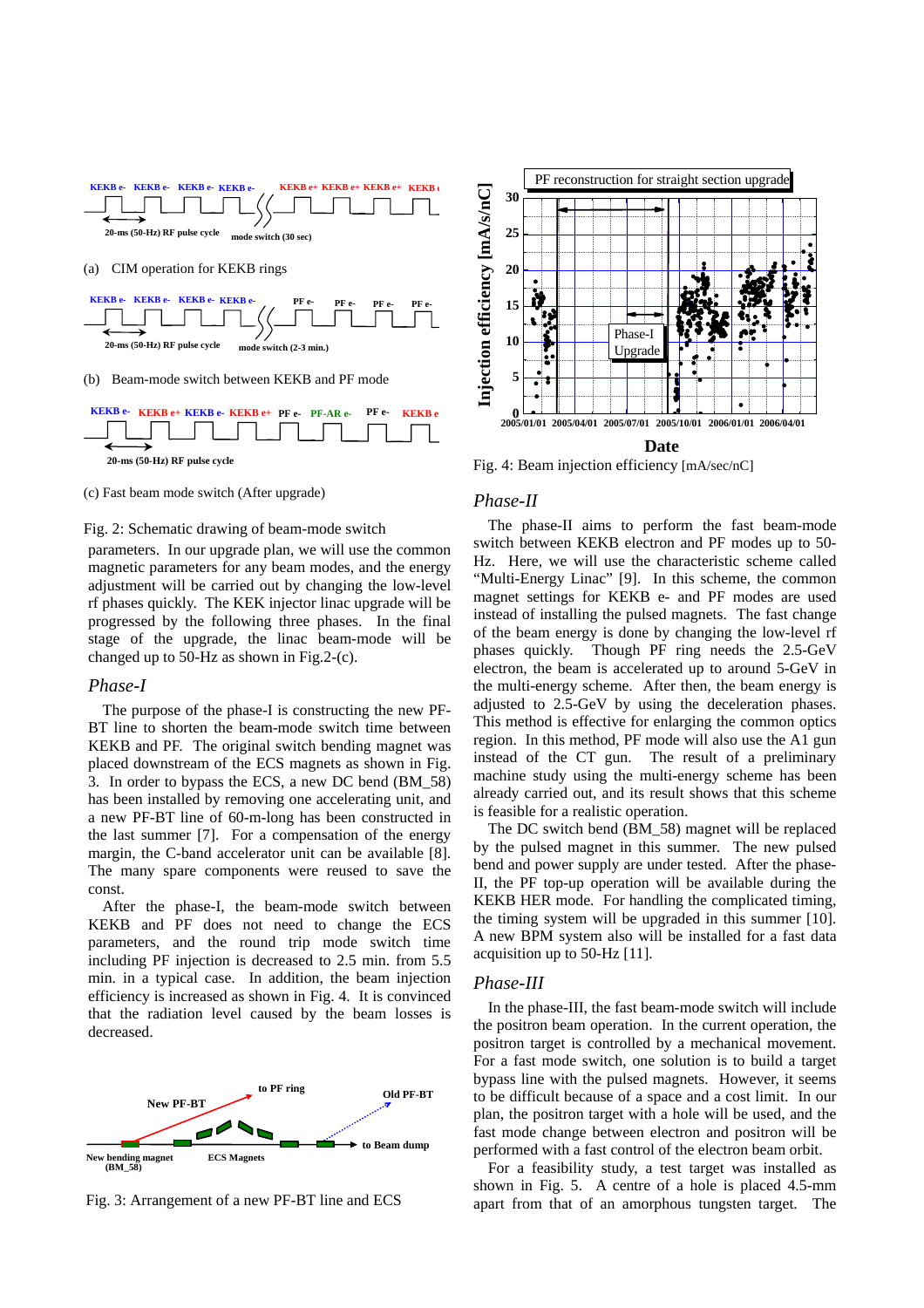(a) CIM operation for KEKB rings

(b) Beam-mode switch between KEKB and PF mode

(c) Fast beam mode switch (After upgrade)

Fig. 2: Schematic drawing of beam-mode switch

parameters. In our upgrade plan, we will use the common magnetic parameters for any beam modes, and the energy adjustment will be carried out by changing the low-level rf phases quickly. The KEK injector linac upgrade will be progressed by the following three phases. In the final stage of the upgrade, the linac beam-mode will be changed up to 50-Hz as shown in Fig.2-(c).

## *Phase-I*

The purpose of the phase-I is constructing the new PF-BT line to shorten the beam-mode switch time between KEKB and PF. The original switch bending magnet was placed downstream of the ECS magnets as shown in Fig. 3. In order to bypass the ECS, a new DC bend (BM_58) has been installed by removing one accelerating unit, and a new PF-BT line of 60-m-long has been constructed in the last summer [7]. For a compensation of the energy margin, the C-band accelerator unit can be available [8]. The many spare components were reused to save the const.

After the phase-I, the beam-mode switch between KEKB and PF does not need to change the ECS parameters, and the round trip mode switch time including PF injection is decreased to 2.5 min. from 5.5 min. in a typical case. In addition, the beam injection efficiency is increased as shown in Fig. 4. It is convinced that the radiation level caused by the beam losses is decreased.

Fig. 3: Arrangement of a new PF-BT line and ECS

Fig. 4: Beam injection efficiency [mA/sec/nC]

## *Phase-II*

The phase-II aims to perform the fast beam-mode switch between KEKB electron and PF modes up to 50-Hz. Here, we will use the characteristic scheme called "Multi-Energy Linac" [9]. In this scheme, the common magnet settings for KEKB e- and PF modes are used instead of installing the pulsed magnets. The fast change of the beam energy is done by changing the low-level rf phases quickly. Though PF ring needs the 2.5-GeV electron, the beam is accelerated up to around 5-GeV in the multi-energy scheme. After then, the beam energy is adjusted to 2.5-GeV by using the deceleration phases. This method is effective for enlarging the common optics region. In this method, PF mode will also use the A1 gun instead of the CT gun. The result of a preliminary machine study using the multi-energy scheme has been already carried out, and its result shows that this scheme is feasible for a realistic operation.

The DC switch bend (BM_58) magnet will be replaced by the pulsed magnet in this summer. The new pulsed bend and power supply are under tested. After the phase-II, the PF top-up operation will be available during the KEKB HER mode. For handling the complicated timing, the timing system will be upgraded in this summer [10]. A new BPM system also will be installed for a fast data acquisition up to 50-Hz [11].

## *Phase-III*

In the phase-III, the fast beam-mode switch will include the positron beam operation. In the current operation, the positron target is controlled by a mechanical movement. For a fast mode switch, one solution is to build a target bypass line with the pulsed magnets. However, it seems to be difficult because of a space and a cost limit. In our plan, the positron target with a hole will be used, and the fast mode change between electron and positron will be performed with a fast control of the electron beam orbit.

For a feasibility study, a test target was installed as shown in Fig. 5. A centre of a hole is placed 4.5-mm apart from that of an amorphous tungsten target. The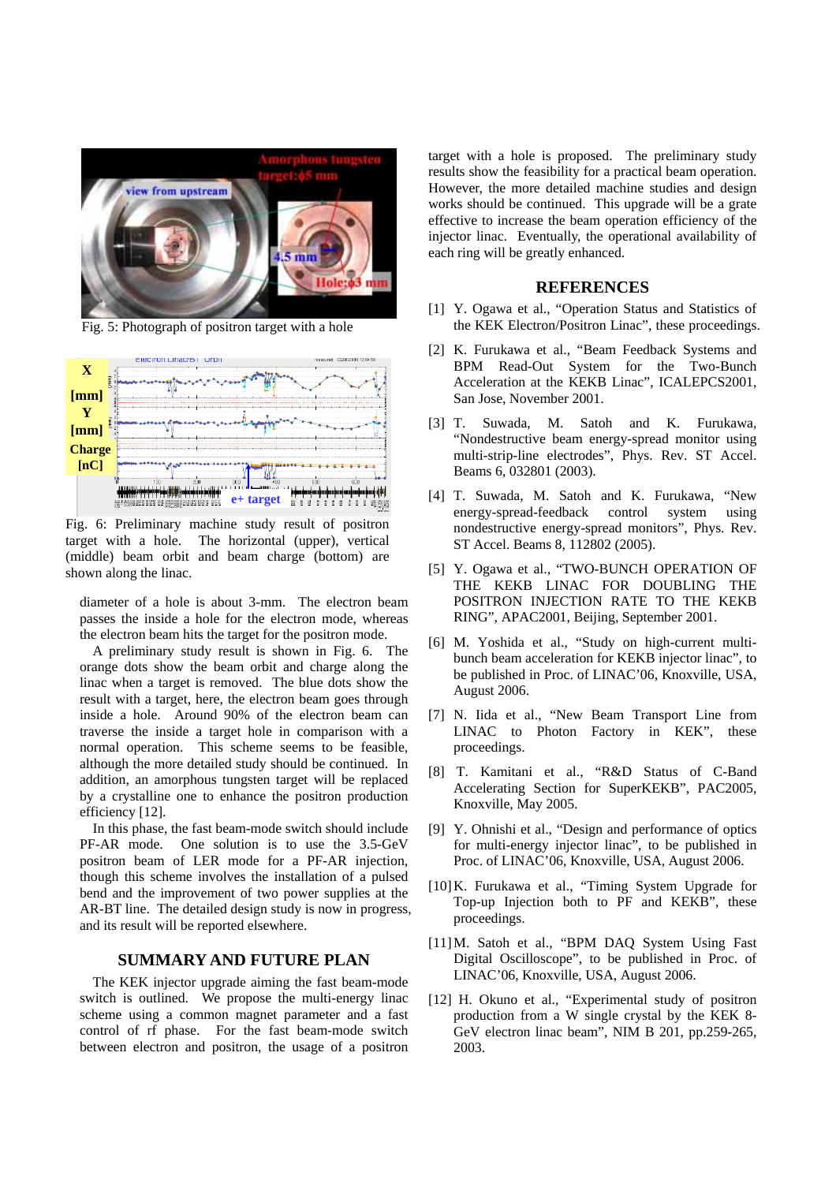Fig. 5: Photograph of positron target with a hole

Fig. 6: Preliminary machine study result of positron target with a hole. The horizontal (upper), vertical (middle) beam orbit and beam charge (bottom) are shown along the linac.

diameter of a hole is about 3-mm. The electron beam passes the inside a hole for the electron mode, whereas the electron beam hits the target for the positron mode.

A preliminary study result is shown in Fig. 6. The orange dots show the beam orbit and charge along the linac when a target is removed. The blue dots show the result with a target, here, the electron beam goes through inside a hole. Around 90% of the electron beam can traverse the inside a target hole in comparison with a normal operation. This scheme seems to be feasible, although the more detailed study should be continued. In addition, an amorphous tungsten target will be replaced by a crystalline one to enhance the positron production efficiency [12].

In this phase, the fast beam-mode switch should include PF-AR mode. One solution is to use the 3.5-GeV positron beam of LER mode for a PF-AR injection, though this scheme involves the installation of a pulsed bend and the improvement of two power supplies at the AR-BT line. The detailed design study is now in progress, and its result will be reported elsewhere.

## SUMMARY AND FUTURE PLAN

The KEK injector upgrade aiming the fast beam-mode switch is outlined. We propose the multi-energy linac scheme using a common magnet parameter and a fast control of rf phase. For the fast beam-mode switch between electron and positron, the usage of a positron target with a hole is proposed. The preliminary study results show the feasibility for a practical beam operation. However, the more detailed machine studies and design works should be continued. This upgrade will be a grate effective to increase the beam operation efficiency of the injector linac. Eventually, the operational availability of each ring will be greatly enhanced.

## REFERENCES

[1] Y. Ogawa et al., "Operation Status and Statistics of the KEK Electron/Positron Linac", these proceedings.

[2] K. Furukawa et al., "Beam Feedback Systems and BPM Read-Out System for the Two-Bunch Acceleration at the KEKB Linac", ICALEPCS2001, San Jose, November 2001.

[3] T. Suwada, M. Satoh and K. Furukawa, "Nondestructive beam energy-spread monitor using multi-strip-line electrodes", Phys. Rev. ST Accel. Beams 6, 032801 (2003).

[4] T. Suwada, M. Satoh and K. Furukawa, "New energy-spread-feedback control system using nondestructive energy-spread monitors", Phys. Rev. ST Accel. Beams 8, 112802 (2005).

[5] Y. Ogawa et al., "TWO-BUNCH OPERATION OF THE KEKB LINAC FOR DOUBLING THE POSITRON INJECTION RATE TO THE KEKB RING", APAC2001, Beijing, September 2001.

[6] M. Yoshida et al., "Study on high-current multi-bunch beam acceleration for KEKB injector linac", to be published in Proc. of LINAC'06, Knoxville, USA, August 2006.

[7] N. Iida et al., "New Beam Transport Line from LINAC to Photon Factory in KEK", these proceedings.

[8] T. Kamitani et al., "R&D Status of C-Band Accelerating Section for SuperKEKB", PAC2005, Knoxville, May 2005.

[9] Y. Ohnishi et al., "Design and performance of optics for multi-energy injector linac", to be published in Proc. of LINAC'06, Knoxville, USA, August 2006.

[10] K. Furukawa et al., "Timing System Upgrade for Top-up Injection both to PF and KEKB", these proceedings.

[11] M. Satoh et al., "BPM DAQ System Using Fast Digital Oscilloscope", to be published in Proc. of LINAC'06, Knoxville, USA, August 2006.

[12] H. Okuno et al., "Experimental study of positron production from a W single crystal by the KEK 8-GeV electron linac beam", NIM B 201, pp.259-265, 2003.